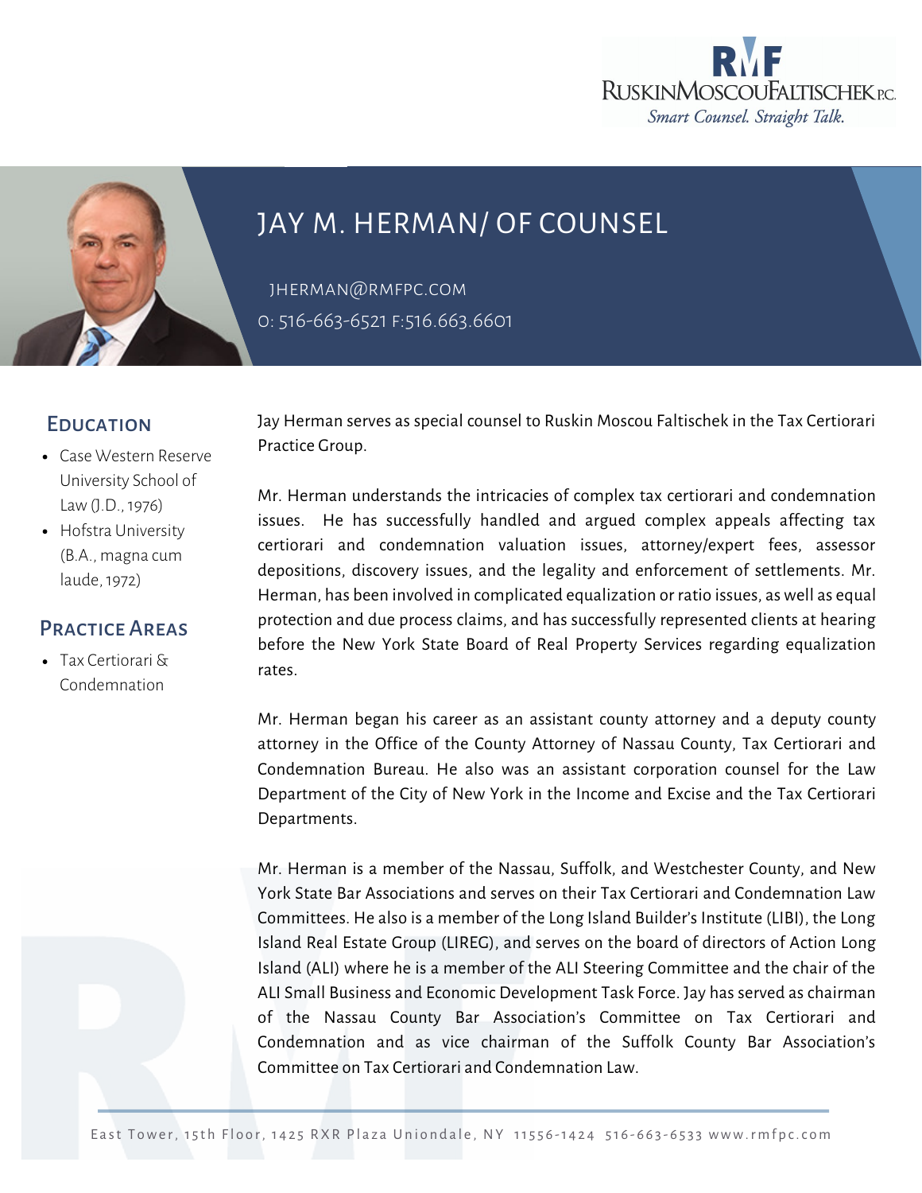RMF
RuskinMoscouFaltischek P.C.
*Smart Counsel. Straight Talk.*

# JAY M. HERMAN/ OF COUNSEL

JHERMAN@RMFPC.COM
O: 516-663-6521 F:516.663.6601

## Education

- Case Western Reserve University School of Law (J.D., 1976)
- Hofstra University (B.A., magna cum laude, 1972)

## Practice Areas

- Tax Certiorari & Condemnation

Jay Herman serves as special counsel to Ruskin Moscou Faltischek in the Tax Certiorari Practice Group.

Mr. Herman understands the intricacies of complex tax certiorari and condemnation issues. He has successfully handled and argued complex appeals affecting tax certiorari and condemnation valuation issues, attorney/expert fees, assessor depositions, discovery issues, and the legality and enforcement of settlements. Mr. Herman, has been involved in complicated equalization or ratio issues, as well as equal protection and due process claims, and has successfully represented clients at hearing before the New York State Board of Real Property Services regarding equalization rates.

Mr. Herman began his career as an assistant county attorney and a deputy county attorney in the Office of the County Attorney of Nassau County, Tax Certiorari and Condemnation Bureau. He also was an assistant corporation counsel for the Law Department of the City of New York in the Income and Excise and the Tax Certiorari Departments.

Mr. Herman is a member of the Nassau, Suffolk, and Westchester County, and New York State Bar Associations and serves on their Tax Certiorari and Condemnation Law Committees. He also is a member of the Long Island Builder's Institute (LIBI), the Long Island Real Estate Group (LIREG), and serves on the board of directors of Action Long Island (ALI) where he is a member of the ALI Steering Committee and the chair of the ALI Small Business and Economic Development Task Force. Jay has served as chairman of the Nassau County Bar Association's Committee on Tax Certiorari and Condemnation and as vice chairman of the Suffolk County Bar Association's Committee on Tax Certiorari and Condemnation Law.

East Tower, 15th Floor, 1425 RXR Plaza Uniondale, NY 11556-1424 516-663-6533 www.rmfpc.com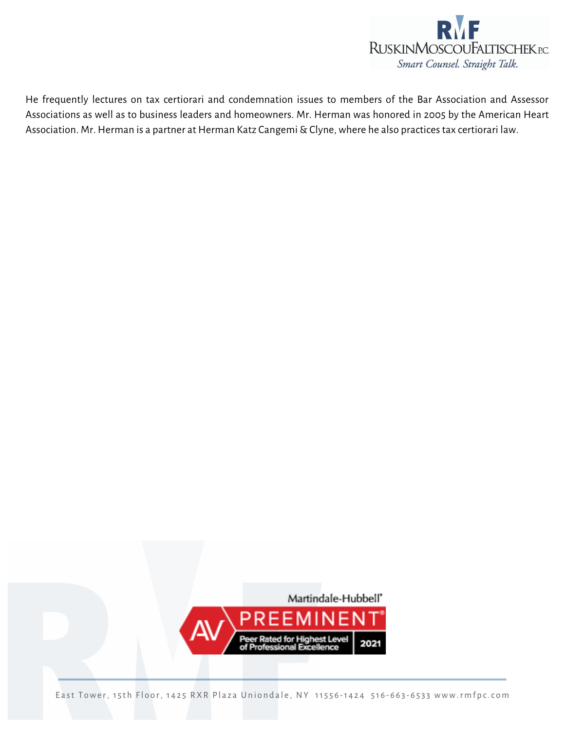He frequently lectures on tax certiorari and condemnation issues to members of the Bar Association and Assessor Associations as well as to business leaders and homeowners. Mr. Herman was honored in 2005 by the American Heart Association. Mr. Herman is a partner at Herman Katz Cangemi & Clyne, where he also practices tax certiorari law.